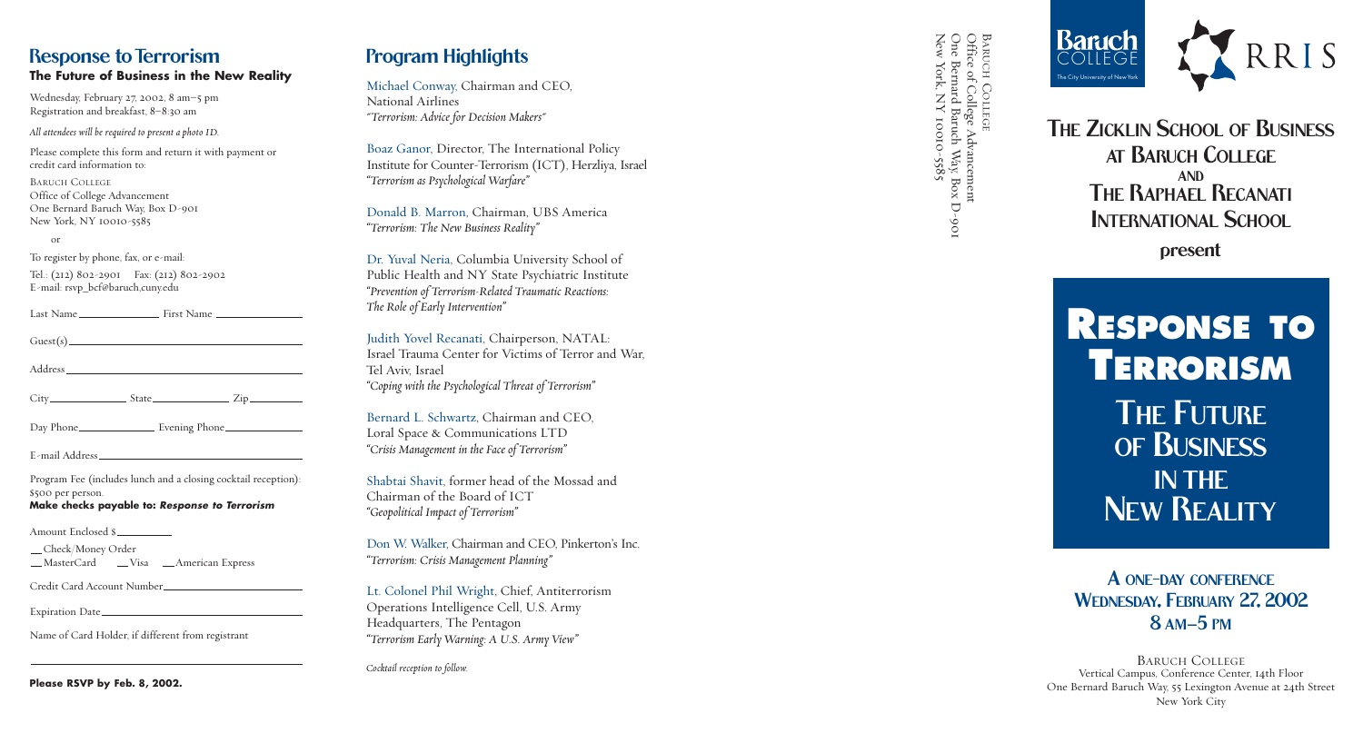## Response to Terrorism

### The Future of Business in the New Reality

Wednesday, February 27, 2002, 8 am–5 pm
Registration and breakfast, 8–8:30 am

*All attendees will be required to present a photo ID.*

Please complete this form and return it with payment or credit card information to:

BARUCH COLLEGE
Office of College Advancement
One Bernard Baruch Way, Box D-901
New York, NY 10010-5585

or

To register by phone, fax, or e-mail:

Tel.: (212) 802-2901 Fax: (212) 802-2902
E-mail: rsvp_bcf@baruch.cuny.edu

Last Name ______________ First Name ______________

Guest(s) ______________________________

Address ______________________________

City ____________ State ____________ Zip ________

Day Phone ____________ Evening Phone ____________

E-mail Address ______________________________

Program Fee (includes lunch and a closing cocktail reception): $500 per person.

**Make checks payable to: *Response to Terrorism***

Amount Enclosed $________

__ Check/Money Order
__ MasterCard __ Visa __ American Express

Credit Card Account Number ______________________

Expiration Date ______________________

Name of Card Holder, if different from registrant

______________________________

**Please RSVP by Feb. 8, 2002.**

## Program Highlights

Michael Conway, Chairman and CEO, National Airlines
*"Terrorism: Advice for Decision Makers"*

Boaz Ganor, Director, The International Policy Institute for Counter-Terrorism (ICT), Herzliya, Israel
*"Terrorism as Psychological Warfare"*

Donald B. Marron, Chairman, UBS America
*"Terrorism: The New Business Reality"*

Dr. Yuval Neria, Columbia University School of Public Health and NY State Psychiatric Institute
*"Prevention of Terrorism-Related Traumatic Reactions: The Role of Early Intervention"*

Judith Yovel Recanati, Chairperson, NATAL: Israel Trauma Center for Victims of Terror and War, Tel Aviv, Israel
*"Coping with the Psychological Threat of Terrorism"*

Bernard L. Schwartz, Chairman and CEO, Loral Space & Communications LTD
*"Crisis Management in the Face of Terrorism"*

Shabtai Shavit, former head of the Mossad and Chairman of the Board of ICT
*"Geopolitical Impact of Terrorism"*

Don W. Walker, Chairman and CEO, Pinkerton's Inc.
*"Terrorism: Crisis Management Planning"*

Lt. Colonel Phil Wright, Chief, Antiterrorism Operations Intelligence Cell, U.S. Army Headquarters, The Pentagon
*"Terrorism Early Warning: A U.S. Army View"*

*Cocktail reception to follow.*

BARUCH COLLEGE
Office of College Advancement
One Bernard Baruch Way, Box D-901
New York, NY 10010-5585

Baruch College — The City University of New York
RRIS

# The Zicklin School of Business at Baruch College and The Raphael Recanati International School

**present**

# Response to Terrorism

## The Future of Business in the New Reality

### A one-day conference
### Wednesday, February 27, 2002
### 8 am–5 pm

BARUCH COLLEGE
Vertical Campus, Conference Center, 14th Floor
One Bernard Baruch Way, 55 Lexington Avenue at 24th Street
New York City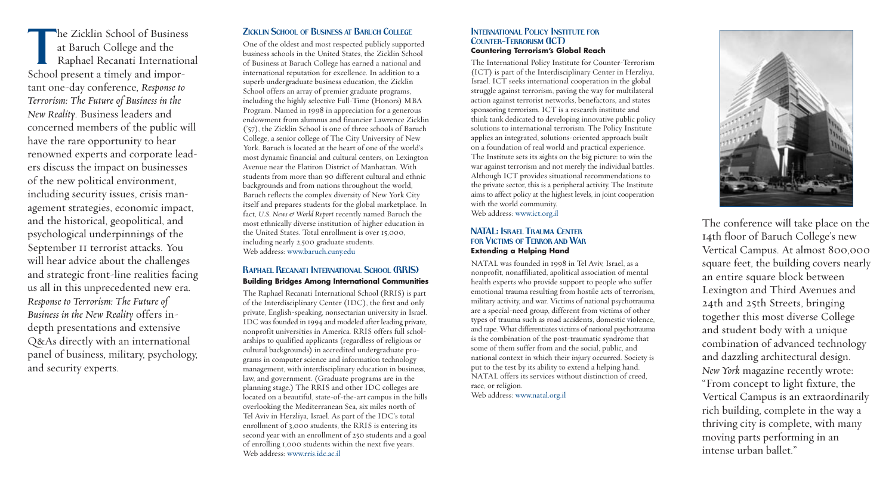The Zicklin School of Business at Baruch College and the Raphael Recanati International School present a timely and important one-day conference, *Response to Terrorism: The Future of Business in the New Reality*. Business leaders and concerned members of the public will have the rare opportunity to hear renowned experts and corporate leaders discuss the impact on businesses of the new political environment, including security issues, crisis management strategies, economic impact, and the historical, geopolitical, and psychological underpinnings of the September 11 terrorist attacks. You will hear advice about the challenges and strategic front-line realities facing us all in this unprecedented new era. *Response to Terrorism: The Future of Business in the New Reality* offers in-depth presentations and extensive Q&As directly with an international panel of business, military, psychology, and security experts.

## Zicklin School of Business at Baruch College

One of the oldest and most respected publicly supported business schools in the United States, the Zicklin School of Business at Baruch College has earned a national and international reputation for excellence. In addition to a superb undergraduate business education, the Zicklin School offers an array of premier graduate programs, including the highly selective Full-Time (Honors) MBA Program. Named in 1998 in appreciation for a generous endowment from alumnus and financier Lawrence Zicklin ('57), the Zicklin School is one of three schools of Baruch College, a senior college of The City University of New York. Baruch is located at the heart of one of the world's most dynamic financial and cultural centers, on Lexington Avenue near the Flatiron District of Manhattan. With students from more than 90 different cultural and ethnic backgrounds and from nations throughout the world, Baruch reflects the complex diversity of New York City itself and prepares students for the global marketplace. In fact, *U.S. News & World Report* recently named Baruch the most ethnically diverse institution of higher education in the United States. Total enrollment is over 15,000, including nearly 2,500 graduate students.
Web address: www.baruch.cuny.edu

## Raphael Recanati International School (RRIS)

**Building Bridges Among International Communities**

The Raphael Recanati International School (RRIS) is part of the Interdisciplinary Center (IDC), the first and only private, English-speaking, nonsectarian university in Israel. IDC was founded in 1994 and modeled after leading private, nonprofit universities in America. RRIS offers full scholarships to qualified applicants (regardless of religious or cultural backgrounds) in accredited undergraduate programs in computer science and information technology management, with interdisciplinary education in business, law, and government. (Graduate programs are in the planning stage.) The RRIS and other IDC colleges are located on a beautiful, state-of-the-art campus in the hills overlooking the Mediterranean Sea, six miles north of Tel Aviv in Herzliya, Israel. As part of the IDC's total enrollment of 3,000 students, the RRIS is entering its second year with an enrollment of 250 students and a goal of enrolling 1,000 students within the next five years.
Web address: www.rris.idc.ac.il

## International Policy Institute for Counter-Terrorism (ICT)

**Countering Terrorism's Global Reach**

The International Policy Institute for Counter-Terrorism (ICT) is part of the Interdisciplinary Center in Herzliya, Israel. ICT seeks international cooperation in the global struggle against terrorism, paving the way for multilateral action against terrorist networks, benefactors, and states sponsoring terrorism. ICT is a research institute and think tank dedicated to developing innovative public policy solutions to international terrorism. The Policy Institute applies an integrated, solutions-oriented approach built on a foundation of real world and practical experience. The Institute sets its sights on the big picture: to win the war against terrorism and not merely the individual battles. Although ICT provides situational recommendations to the private sector, this is a peripheral activity. The Institute aims to affect policy at the highest levels, in joint cooperation with the world community.
Web address: www.ict.org.il

## NATAL: Israel Trauma Center for Victims of Terror and War

**Extending a Helping Hand**

NATAL was founded in 1998 in Tel Aviv, Israel, as a nonprofit, nonaffiliated, apolitical association of mental health experts who provide support to people who suffer emotional trauma resulting from hostile acts of terrorism, military activity, and war. Victims of national psychotrauma are a special-need group, different from victims of other types of trauma such as road accidents, domestic violence, and rape. What differentiates victims of national psychotrauma is the combination of the post-traumatic syndrome that some of them suffer from and the social, public, and national context in which their injury occurred. Society is put to the test by its ability to extend a helping hand. NATAL offers its services without distinction of creed, race, or religion.
Web address: www.natal.org.il

The conference will take place on the 14th floor of Baruch College's new Vertical Campus. At almost 800,000 square feet, the building covers nearly an entire square block between Lexington and Third Avenues and 24th and 25th Streets, bringing together this most diverse College and student body with a unique combination of advanced technology and dazzling architectural design. *New York* magazine recently wrote: "From concept to light fixture, the Vertical Campus is an extraordinarily rich building, complete in the way a thriving city is complete, with many moving parts performing in an intense urban ballet."